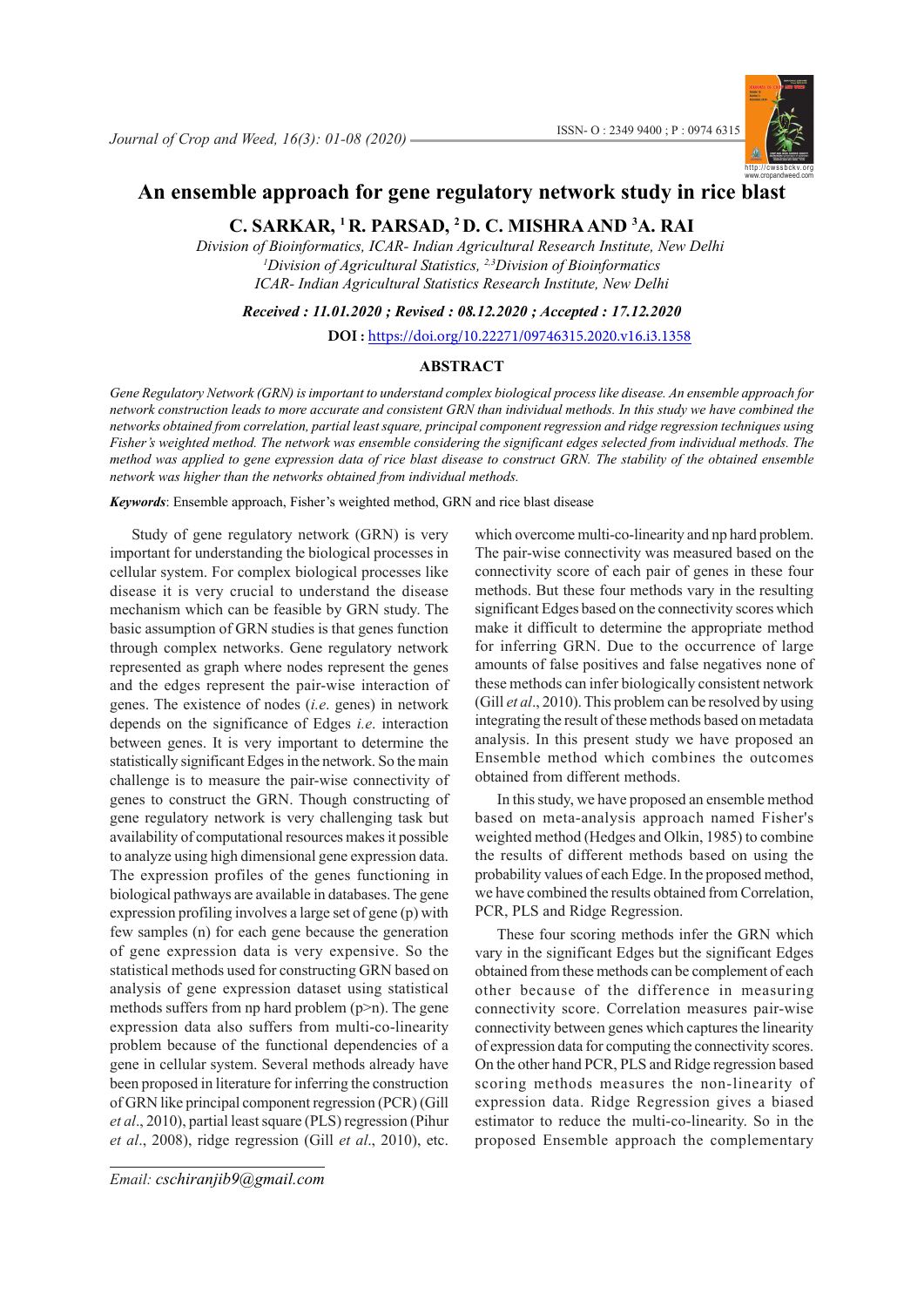# An ensemble approach for gene regulatory network study in rice blast

**C. SARKAR, [1] R. PARSAD, [2] D. C. MISHRA AND [3]A. RAI**

*Division of Bioinformatics, ICAR- Indian Agricultural Research Institute, New Delhi*
*[1]Division of Agricultural Statistics, [2,3]Division of Bioinformatics*
*ICAR- Indian Agricultural Statistics Research Institute, New Delhi*

***Received : 11.01.2020 ; Revised : 08.12.2020 ; Accepted : 17.12.2020***

**DOI :** https://doi.org/10.22271/09746315.2020.v16.i3.1358

## ABSTRACT

*Gene Regulatory Network (GRN) is important to understand complex biological process like disease. An ensemble approach for network construction leads to more accurate and consistent GRN than individual methods. In this study we have combined the networks obtained from correlation, partial least square, principal component regression and ridge regression techniques using Fisher's weighted method. The network was ensemble considering the significant edges selected from individual methods. The method was applied to gene expression data of rice blast disease to construct GRN. The stability of the obtained ensemble network was higher than the networks obtained from individual methods.*

***Keywords***: Ensemble approach, Fisher's weighted method, GRN and rice blast disease

Study of gene regulatory network (GRN) is very important for understanding the biological processes in cellular system. For complex biological processes like disease it is very crucial to understand the disease mechanism which can be feasible by GRN study. The basic assumption of GRN studies is that genes function through complex networks. Gene regulatory network represented as graph where nodes represent the genes and the edges represent the pair-wise interaction of genes. The existence of nodes (*i.e*. genes) in network depends on the significance of Edges *i.e*. interaction between genes. It is very important to determine the statistically significant Edges in the network. So the main challenge is to measure the pair-wise connectivity of genes to construct the GRN. Though constructing of gene regulatory network is very challenging task but availability of computational resources makes it possible to analyze using high dimensional gene expression data. The expression profiles of the genes functioning in biological pathways are available in databases. The gene expression profiling involves a large set of gene (p) with few samples (n) for each gene because the generation of gene expression data is very expensive. So the statistical methods used for constructing GRN based on analysis of gene expression dataset using statistical methods suffers from np hard problem (p>n). The gene expression data also suffers from multi-co-linearity problem because of the functional dependencies of a gene in cellular system. Several methods already have been proposed in literature for inferring the construction of GRN like principal component regression (PCR) (Gill *et al*., 2010), partial least square (PLS) regression (Pihur *et al*., 2008), ridge regression (Gill *et al*., 2010), etc. which overcome multi-co-linearity and np hard problem. The pair-wise connectivity was measured based on the connectivity score of each pair of genes in these four methods. But these four methods vary in the resulting significant Edges based on the connectivity scores which make it difficult to determine the appropriate method for inferring GRN. Due to the occurrence of large amounts of false positives and false negatives none of these methods can infer biologically consistent network (Gill *et al*., 2010). This problem can be resolved by using integrating the result of these methods based on metadata analysis. In this present study we have proposed an Ensemble method which combines the outcomes obtained from different methods.

In this study, we have proposed an ensemble method based on meta-analysis approach named Fisher's weighted method (Hedges and Olkin, 1985) to combine the results of different methods based on using the probability values of each Edge. In the proposed method, we have combined the results obtained from Correlation, PCR, PLS and Ridge Regression.

These four scoring methods infer the GRN which vary in the significant Edges but the significant Edges obtained from these methods can be complement of each other because of the difference in measuring connectivity score. Correlation measures pair-wise connectivity between genes which captures the linearity of expression data for computing the connectivity scores. On the other hand PCR, PLS and Ridge regression based scoring methods measures the non-linearity of expression data. Ridge Regression gives a biased estimator to reduce the multi-co-linearity. So in the proposed Ensemble approach the complementary

*Email: cschiranjib9@gmail.com*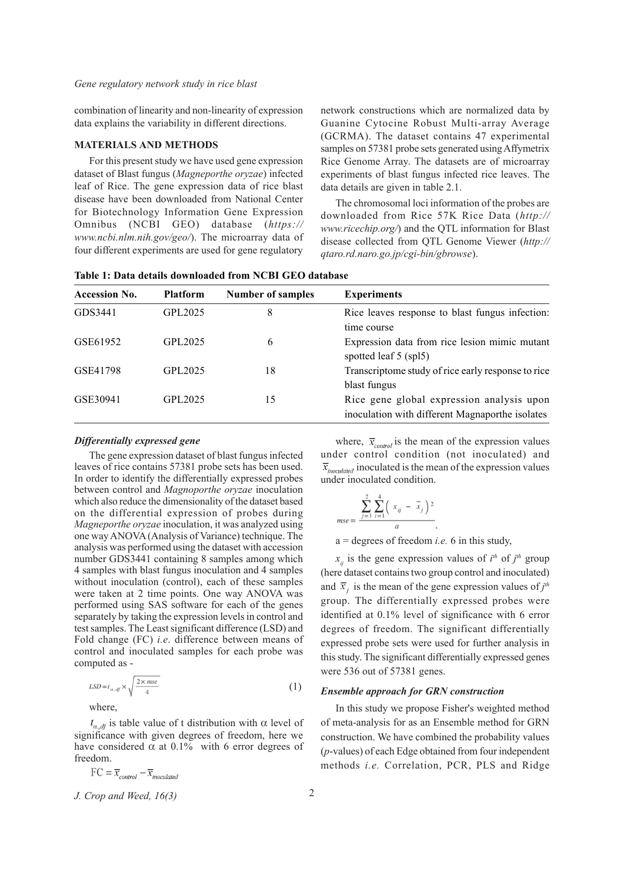combination of linearity and non-linearity of expression data explains the variability in different directions.

## MATERIALS AND METHODS

For this present study we have used gene expression dataset of Blast fungus (*Magneporthe oryzae*) infected leaf of Rice. The gene expression data of rice blast disease have been downloaded from National Center for Biotechnology Information Gene Expression Omnibus (NCBI GEO) database (*https://www.ncbi.nlm.nih.gov/geo/*). The microarray data of four different experiments are used for gene regulatory network constructions which are normalized data by Guanine Cytocine Robust Multi-array Average (GCRMA). The dataset contains 47 experimental samples on 57381 probe sets generated using Affymetrix Rice Genome Array. The datasets are of microarray experiments of blast fungus infected rice leaves. The data details are given in table 2.1.

The chromosomal loci information of the probes are downloaded from Rice 57K Rice Data (*http://www.ricechip.org/*) and the QTL information for Blast disease collected from QTL Genome Viewer (*http://qtaro.rd.naro.go.jp/cgi-bin/gbrowse*).

**Table 1: Data details downloaded from NCBI GEO database**

| Accession No. | Platform | Number of samples | Experiments |
|---|---|---|---|
| GDS3441 | GPL2025 | 8 | Rice leaves response to blast fungus infection: time course |
| GSE61952 | GPL2025 | 6 | Expression data from rice lesion mimic mutant spotted leaf 5 (spl5) |
| GSE41798 | GPL2025 | 18 | Transcriptome study of rice early response to rice blast fungus |
| GSE30941 | GPL2025 | 15 | Rice gene global expression analysis upon inoculation with different Magnaporthe isolates |

### *Differentially expressed gene*

The gene expression dataset of blast fungus infected leaves of rice contains 57381 probe sets has been used. In order to identify the differentially expressed probes between control and *Magnoporthe oryzae* inoculation which also reduce the dimensionality of the dataset based on the differential expression of probes during *Magneporthe oryzae* inoculation, it was analyzed using one way ANOVA (Analysis of Variance) technique. The analysis was performed using the dataset with accession number GDS3441 containing 8 samples among which 4 samples with blast fungus inoculation and 4 samples without inoculation (control), each of these samples were taken at 2 time points. One way ANOVA was performed using SAS software for each of the genes separately by taking the expression levels in control and test samples. The Least significant difference (LSD) and Fold change (FC) *i.e.* difference between means of control and inoculated samples for each probe was computed as -

$$LSD = t_{\alpha,df} \times \sqrt{\frac{2 \times mse}{4}} \tag{1}$$

where,

$t_{\alpha,df}$ is table value of t distribution with $\alpha$ level of significance with given degrees of freedom, here we have considered $\alpha$ at 0.1% with 6 error degrees of freedom.

$$FC = \bar{x}_{control} - \bar{x}_{inoculated}$$

where, $\bar{x}_{control}$ is the mean of the expression values under control condition (not inoculated) and $\bar{x}_{inoculated}$ inoculated is the mean of the expression values under inoculated condition.

$$mse = \frac{\sum_{j=1}^{2}\sum_{i=1}^{4}\left(x_{ij} - \bar{x}_j\right)^2}{a},$$

a = degrees of freedom *i.e.* 6 in this study,

$x_{ij}$ is the gene expression values of $i^{th}$ of $j^{th}$ group (here dataset contains two group control and inoculated) and $\bar{x}_j$ is the mean of the gene expression values of $j^{th}$ group. The differentially expressed probes were identified at 0.1% level of significance with 6 error degrees of freedom. The significant differentially expressed probe sets were used for further analysis in this study. The significant differentially expressed genes were 536 out of 57381 genes.

### *Ensemble approach for GRN construction*

In this study we propose Fisher's weighted method of meta-analysis for as an Ensemble method for GRN construction. We have combined the probability values (*p*-values) of each Edge obtained from four independent methods *i.e.* Correlation, PCR, PLS and Ridge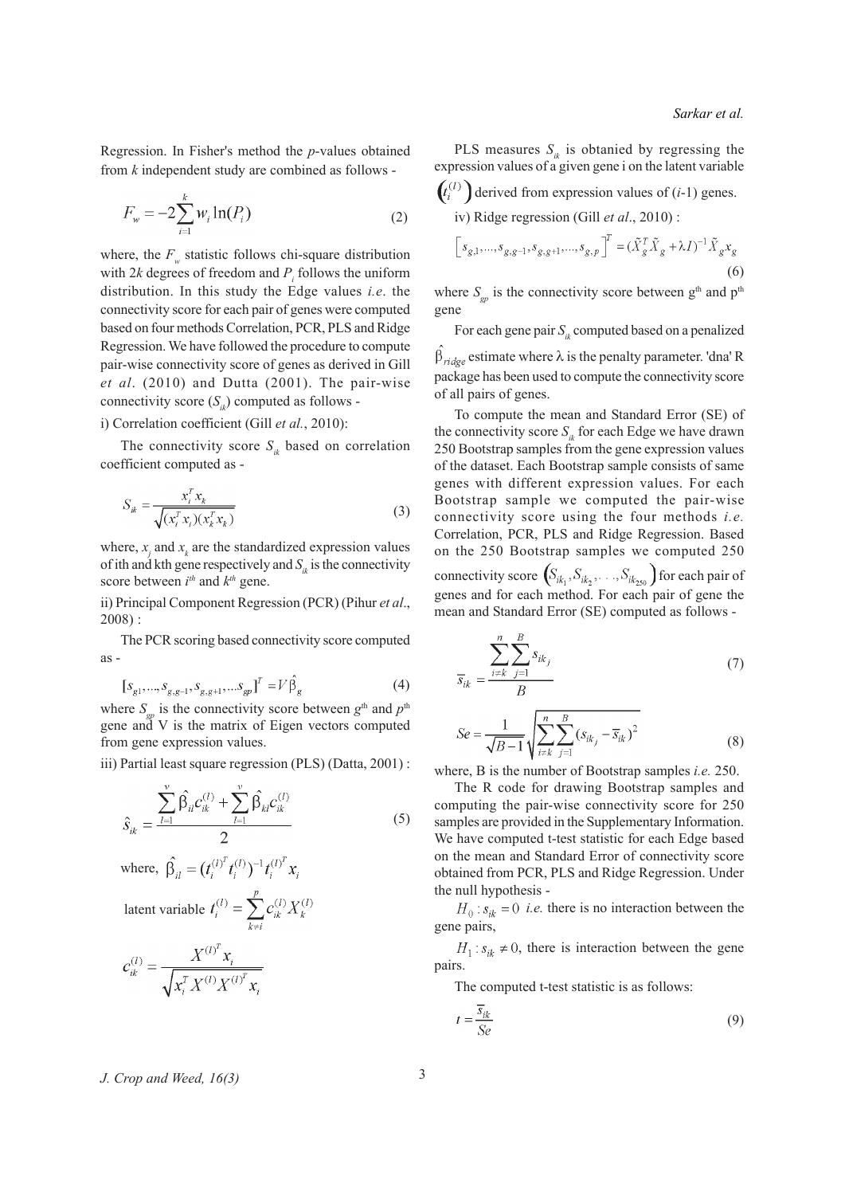Regression. In Fisher's method the *p*-values obtained from *k* independent study are combined as follows -

$$F_w = -2\sum_{i=1}^{k} w_i \ln(P_i) \tag{2}$$

where, the $F_w$ statistic follows chi-square distribution with 2*k* degrees of freedom and $P_i$ follows the uniform distribution. In this study the Edge values *i.e*. the connectivity score for each pair of genes were computed based on four methods Correlation, PCR, PLS and Ridge Regression. We have followed the procedure to compute pair-wise connectivity score of genes as derived in Gill *et al*. (2010) and Dutta (2001). The pair-wise connectivity score ($S_{ik}$) computed as follows -

i) Correlation coefficient (Gill *et al.*, 2010):

The connectivity score $S_{ik}$ based on correlation coefficient computed as -

$$S_{ik} = \frac{x_i^T x_k}{\sqrt{(x_i^T x_i)(x_k^T x_k)}} \tag{3}$$

where, $x_j$ and $x_k$ are the standardized expression values of ith and kth gene respectively and $S_{ik}$ is the connectivity score between $i^{th}$ and $k^{th}$ gene.

ii) Principal Component Regression (PCR) (Pihur *et al*., 2008) :

The PCR scoring based connectivity score computed as -

$$[s_{g1},...,s_{g,g-1},s_{g,g+1},...s_{gp}]^T = V\hat{\beta}_g \tag{4}$$

where $S_{gp}$ is the connectivity score between $g^{th}$ and $p^{th}$ gene and V is the matrix of Eigen vectors computed from gene expression values.

iii) Partial least square regression (PLS) (Datta, 2001) :

$$\hat{s}_{ik} = \frac{\sum_{l=1}^{v}\hat{\beta}_{il}c_{ik}^{(l)} + \sum_{l=1}^{v}\hat{\beta}_{kl}c_{ik}^{(l)}}{2} \tag{5}$$

where, $\hat{\beta}_{il} = (t_i^{(l)^T} t_i^{(l)})^{-1} t_i^{(l)^T} x_i$

latent variable $t_i^{(l)} = \sum_{k \neq i}^{p} c_{ik}^{(l)} X_k^{(l)}$

$$c_{ik}^{(l)} = \frac{X^{(l)^T} x_i}{\sqrt{x_i^T X^{(l)} X^{(l)^T} x_i}}$$

PLS measures $S_{ik}$ is obtanied by regressing the expression values of a given gene i on the latent variable $(t_i^{(l)})$ derived from expression values of (*i*-1) genes.

iv) Ridge regression (Gill *et al*., 2010) :

$$\left[s_{g,1},...,s_{g,g-1},s_{g,g+1},...,s_{g,p}\right]^T = (\tilde{X}_g^T \tilde{X}_g + \lambda I)^{-1} \tilde{X}_g x_g \tag{6}$$

where $S_{gp}$ is the connectivity score between $g^{th}$ and $p^{th}$ gene

For each gene pair $S_{ik}$ computed based on a penalized $\hat{\beta}_{ridge}$ estimate where λ is the penalty parameter. 'dna' R package has been used to compute the connectivity score of all pairs of genes.

To compute the mean and Standard Error (SE) of the connectivity score $S_{ik}$ for each Edge we have drawn 250 Bootstrap samples from the gene expression values of the dataset. Each Bootstrap sample consists of same genes with different expression values. For each Bootstrap sample we computed the pair-wise connectivity score using the four methods *i.e.* Correlation, PCR, PLS and Ridge Regression. Based on the 250 Bootstrap samples we computed 250 connectivity score $(S_{ik_1}, S_{ik_2}, \ldots, S_{ik_{250}})$ for each pair of genes and for each method. For each pair of gene the mean and Standard Error (SE) computed as follows -

$$\bar{s}_{ik} = \frac{\sum_{i \neq k}^{n}\sum_{j=1}^{B} s_{ik_j}}{B} \tag{7}$$

$$Se = \frac{1}{\sqrt{B-1}}\sqrt{\sum_{i \neq k}^{n}\sum_{j=1}^{B}(s_{ik_j} - \bar{s}_{ik})^2} \tag{8}$$

where, B is the number of Bootstrap samples *i.e.* 250.

The R code for drawing Bootstrap samples and computing the pair-wise connectivity score for 250 samples are provided in the Supplementary Information. We have computed t-test statistic for each Edge based on the mean and Standard Error of connectivity score obtained from PCR, PLS and Ridge Regression. Under the null hypothesis -

$H_0 : s_{ik} = 0$ *i.e.* there is no interaction between the gene pairs,

$H_1 : s_{ik} \neq 0$, there is interaction between the gene pairs.

The computed t-test statistic is as follows:

$$t = \frac{\bar{s}_{ik}}{Se} \tag{9}$$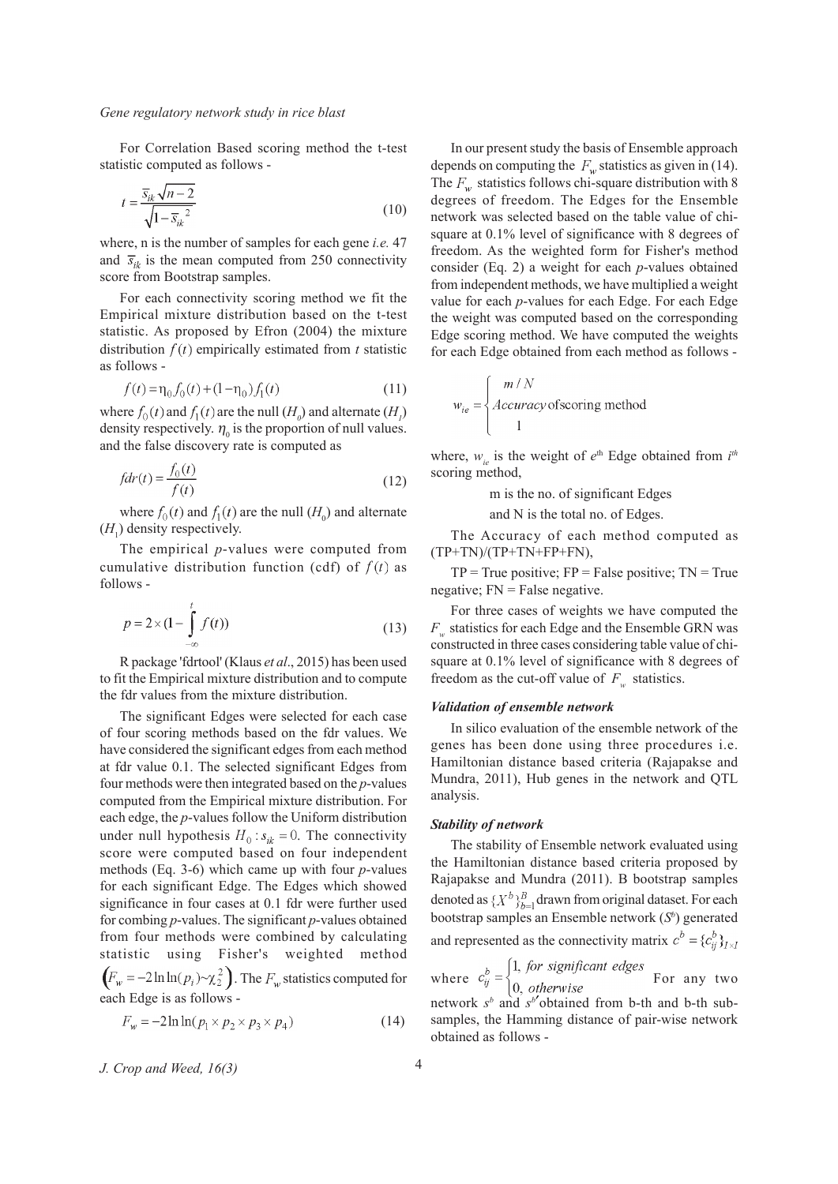For Correlation Based scoring method the t-test statistic computed as follows -

$$t = \frac{\bar{s}_{ik}\sqrt{n-2}}{\sqrt{1-\bar{s}_{ik}^{\,2}}} \tag{10}$$

where, n is the number of samples for each gene *i.e.* 47 and $\bar{s}_{ik}$ is the mean computed from 250 connectivity score from Bootstrap samples.

For each connectivity scoring method we fit the Empirical mixture distribution based on the t-test statistic. As proposed by Efron (2004) the mixture distribution $f(t)$ empirically estimated from $t$ statistic as follows -

$$f(t) = \eta_0 f_0(t) + (1-\eta_0) f_1(t) \tag{11}$$

where $f_0(t)$ and $f_1(t)$ are the null ($H_0$) and alternate ($H_1$) density respectively. $\eta_0$ is the proportion of null values. and the false discovery rate is computed as

$$fdr(t) = \frac{f_0(t)}{f(t)} \tag{12}$$

where $f_0(t)$ and $f_1(t)$ are the null ($H_0$) and alternate ($H_1$) density respectively.

The empirical *p*-values were computed from cumulative distribution function (cdf) of $f(t)$ as follows -

$$p = 2 \times \left(1 - \int_{-\infty}^{t} f(t)\right) \tag{13}$$

R package 'fdrtool' (Klaus *et al*., 2015) has been used to fit the Empirical mixture distribution and to compute the fdr values from the mixture distribution.

The significant Edges were selected for each case of four scoring methods based on the fdr values. We have considered the significant edges from each method at fdr value 0.1. The selected significant Edges from four methods were then integrated based on the *p*-values computed from the Empirical mixture distribution. For each edge, the *p*-values follow the Uniform distribution under null hypothesis $H_0: s_{ik} = 0$. The connectivity score were computed based on four independent methods (Eq. 3-6) which came up with four *p*-values for each significant Edge. The Edges which showed significance in four cases at 0.1 fdr were further used for combing *p*-values. The significant *p*-values obtained from four methods were combined by calculating statistic using Fisher's weighted method $\left(F_w = -2\ln\ln(p_i) \sim \chi^2_2\right)$. The $F_w$ statistics computed for each Edge is as follows -

$$F_w = -2\ln\ln(p_1 \times p_2 \times p_3 \times p_4) \tag{14}$$

In our present study the basis of Ensemble approach depends on computing the $F_w$ statistics as given in (14). The $F_w$ statistics follows chi-square distribution with 8 degrees of freedom. The Edges for the Ensemble network was selected based on the table value of chi-square at 0.1% level of significance with 8 degrees of freedom. As the weighted form for Fisher's method consider (Eq. 2) a weight for each *p*-values obtained from independent methods, we have multiplied a weight value for each *p*-values for each Edge. For each Edge the weight was computed based on the corresponding Edge scoring method. We have computed the weights for each Edge obtained from each method as follows -

$$w_{ie} = \begin{cases} m/N \\ \text{Accuracy of scoring method} \\ 1 \end{cases}$$

where, $w_{ie}$ is the weight of $e^{th}$ Edge obtained from $i^{th}$ scoring method,

m is the no. of significant Edges

and N is the total no. of Edges.

The Accuracy of each method computed as (TP+TN)/(TP+TN+FP+FN),

TP = True positive; FP = False positive; TN = True negative; FN = False negative.

For three cases of weights we have computed the $F_w$ statistics for each Edge and the Ensemble GRN was constructed in three cases considering table value of chi-square at 0.1% level of significance with 8 degrees of freedom as the cut-off value of $F_w$ statistics.

### *Validation of ensemble network*

In silico evaluation of the ensemble network of the genes has been done using three procedures i.e. Hamiltonian distance based criteria (Rajapakse and Mundra, 2011), Hub genes in the network and QTL analysis.

### *Stability of network*

The stability of Ensemble network evaluated using the Hamiltonian distance based criteria proposed by Rajapakse and Mundra (2011). B bootstrap samples denoted as $\{X^b\}_{b=1}^{B}$ drawn from original dataset. For each bootstrap samples an Ensemble network ($S^b$) generated and represented as the connectivity matrix $c^b = \{c_{ij}^b\}_{I \times I}$ where $c_{ij}^b = \begin{cases} 1, & \text{for significant edges} \\ 0, & \text{otherwise} \end{cases}$ For any two network $s^b$ and $s^{b'}$ obtained from b-th and b-th sub-samples, the Hamming distance of pair-wise network obtained as follows -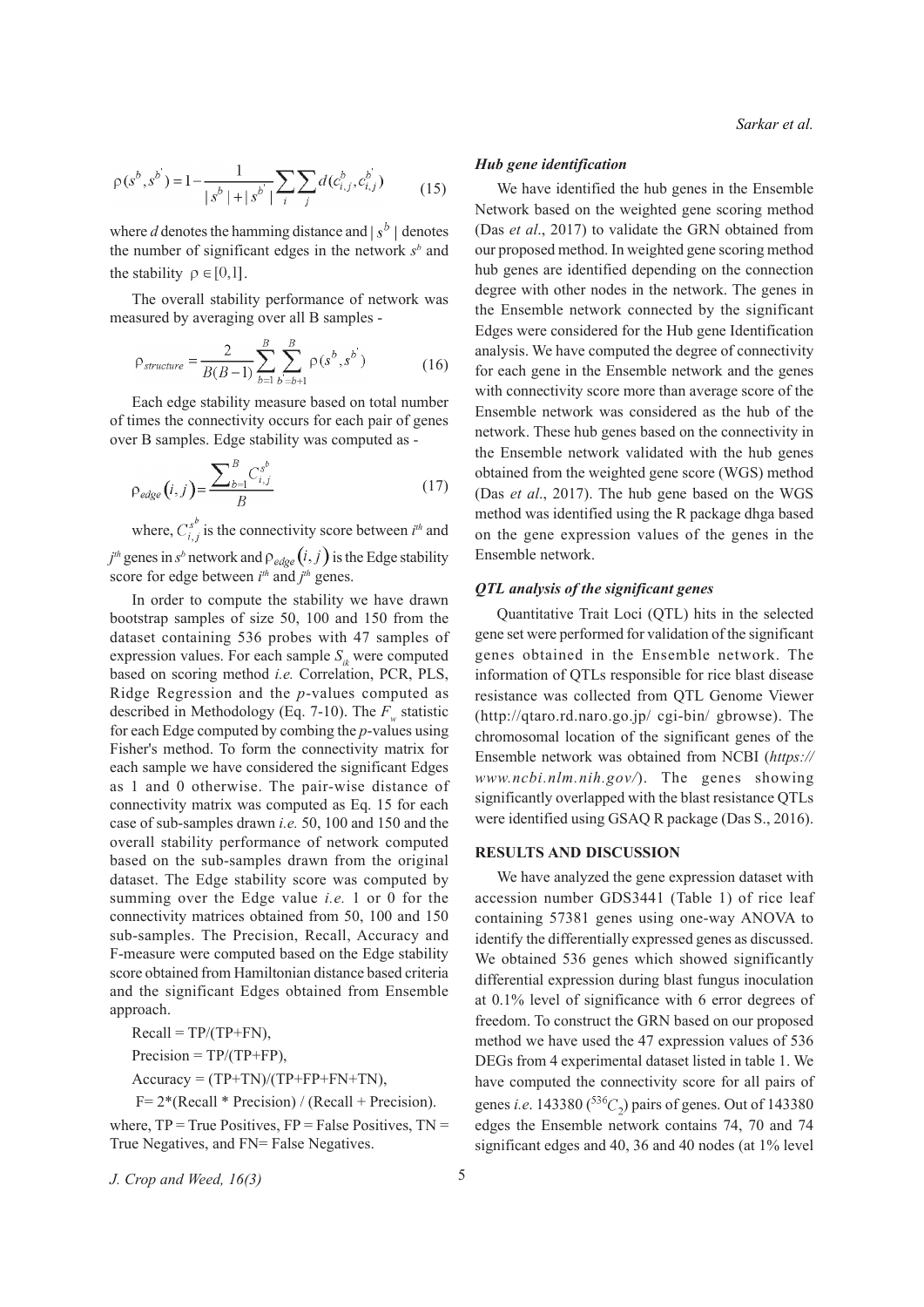$$\rho(s^b, s^{b'}) = 1 - \frac{1}{|s^b| + |s^{b'}|} \sum_i \sum_j d(c_{i,j}^b, c_{i,j}^{b'}) \qquad (15)$$

where $d$ denotes the hamming distance and $|s^b|$ denotes the number of significant edges in the network $s^b$ and the stability $\rho \in [0,1]$.

The overall stability performance of network was measured by averaging over all B samples -

$$\rho_{structure} = \frac{2}{B(B-1)} \sum_{b=1}^{B} \sum_{b'=b+1}^{B} \rho(s^b, s^{b'}) \qquad (16)$$

Each edge stability measure based on total number of times the connectivity occurs for each pair of genes over B samples. Edge stability was computed as -

$$\rho_{edge}(i,j) = \frac{\sum_{b=1}^{B} C_{i,j}^{s^b}}{B} \qquad (17)$$

where, $C_{i,j}^{s^b}$ is the connectivity score between $i^{th}$ and $j^{th}$ genes in $s^b$ network and $\rho_{edge}(i,j)$ is the Edge stability score for edge between $i^{th}$ and $j^{th}$ genes.

In order to compute the stability we have drawn bootstrap samples of size 50, 100 and 150 from the dataset containing 536 probes with 47 samples of expression values. For each sample $S_{ik}$ were computed based on scoring method *i.e.* Correlation, PCR, PLS, Ridge Regression and the *p*-values computed as described in Methodology (Eq. 7-10). The $F_w$ statistic for each Edge computed by combing the *p*-values using Fisher's method. To form the connectivity matrix for each sample we have considered the significant Edges as 1 and 0 otherwise. The pair-wise distance of connectivity matrix was computed as Eq. 15 for each case of sub-samples drawn *i.e.* 50, 100 and 150 and the overall stability performance of network computed based on the sub-samples drawn from the original dataset. The Edge stability score was computed by summing over the Edge value *i.e.* 1 or 0 for the connectivity matrices obtained from 50, 100 and 150 sub-samples. The Precision, Recall, Accuracy and F-measure were computed based on the Edge stability score obtained from Hamiltonian distance based criteria and the significant Edges obtained from Ensemble approach.

Recall = TP/(TP+FN),

Precision = TP/(TP+FP),

Accuracy = (TP+TN)/(TP+FP+FN+TN),

F= 2*(Recall * Precision) / (Recall + Precision).

where, TP = True Positives, FP = False Positives, TN = True Negatives, and FN= False Negatives.

### *Hub gene identification*

We have identified the hub genes in the Ensemble Network based on the weighted gene scoring method (Das *et al*., 2017) to validate the GRN obtained from our proposed method. In weighted gene scoring method hub genes are identified depending on the connection degree with other nodes in the network. The genes in the Ensemble network connected by the significant Edges were considered for the Hub gene Identification analysis. We have computed the degree of connectivity for each gene in the Ensemble network and the genes with connectivity score more than average score of the Ensemble network was considered as the hub of the network. These hub genes based on the connectivity in the Ensemble network validated with the hub genes obtained from the weighted gene score (WGS) method (Das *et al*., 2017). The hub gene based on the WGS method was identified using the R package dhga based on the gene expression values of the genes in the Ensemble network.

### *QTL analysis of the significant genes*

Quantitative Trait Loci (QTL) hits in the selected gene set were performed for validation of the significant genes obtained in the Ensemble network. The information of QTLs responsible for rice blast disease resistance was collected from QTL Genome Viewer (http://qtaro.rd.naro.go.jp/ cgi-bin/ gbrowse). The chromosomal location of the significant genes of the Ensemble network was obtained from NCBI (*https:// www.ncbi.nlm.nih.gov/*). The genes showing significantly overlapped with the blast resistance QTLs were identified using GSAQ R package (Das S., 2016).

## RESULTS AND DISCUSSION

We have analyzed the gene expression dataset with accession number GDS3441 (Table 1) of rice leaf containing 57381 genes using one-way ANOVA to identify the differentially expressed genes as discussed. We obtained 536 genes which showed significantly differential expression during blast fungus inoculation at 0.1% level of significance with 6 error degrees of freedom. To construct the GRN based on our proposed method we have used the 47 expression values of 536 DEGs from 4 experimental dataset listed in table 1. We have computed the connectivity score for all pairs of genes *i.e.* 143380 ($^{536}C_2$) pairs of genes. Out of 143380 edges the Ensemble network contains 74, 70 and 74 significant edges and 40, 36 and 40 nodes (at 1% level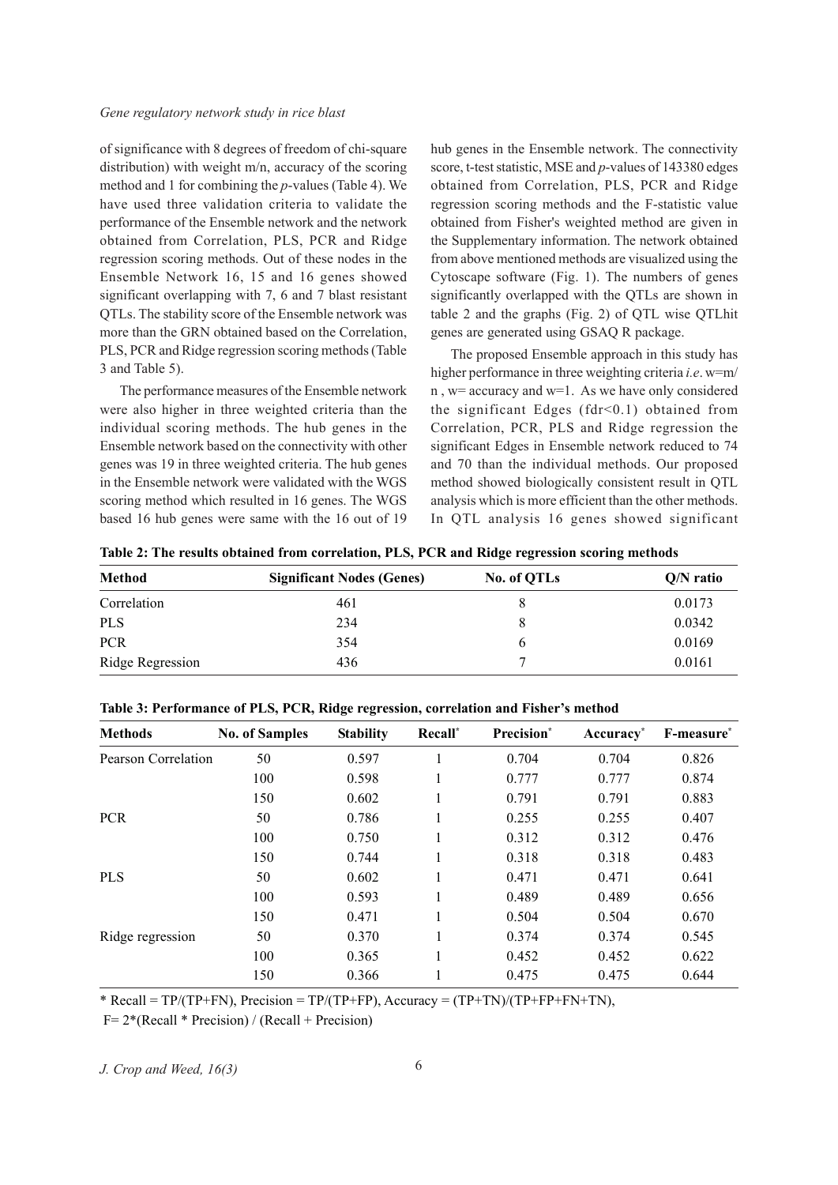of significance with 8 degrees of freedom of chi-square distribution) with weight m/n, accuracy of the scoring method and 1 for combining the *p*-values (Table 4). We have used three validation criteria to validate the performance of the Ensemble network and the network obtained from Correlation, PLS, PCR and Ridge regression scoring methods. Out of these nodes in the Ensemble Network 16, 15 and 16 genes showed significant overlapping with 7, 6 and 7 blast resistant QTLs. The stability score of the Ensemble network was more than the GRN obtained based on the Correlation, PLS, PCR and Ridge regression scoring methods (Table 3 and Table 5).

The performance measures of the Ensemble network were also higher in three weighted criteria than the individual scoring methods. The hub genes in the Ensemble network based on the connectivity with other genes was 19 in three weighted criteria. The hub genes in the Ensemble network were validated with the WGS scoring method which resulted in 16 genes. The WGS based 16 hub genes were same with the 16 out of 19 hub genes in the Ensemble network. The connectivity score, t-test statistic, MSE and *p*-values of 143380 edges obtained from Correlation, PLS, PCR and Ridge regression scoring methods and the F-statistic value obtained from Fisher's weighted method are given in the Supplementary information. The network obtained from above mentioned methods are visualized using the Cytoscape software (Fig. 1). The numbers of genes significantly overlapped with the QTLs are shown in table 2 and the graphs (Fig. 2) of QTL wise QTLhit genes are generated using GSAQ R package.

The proposed Ensemble approach in this study has higher performance in three weighting criteria *i.e.* w=m/n , w= accuracy and w=1. As we have only considered the significant Edges (fdr<0.1) obtained from Correlation, PCR, PLS and Ridge regression the significant Edges in Ensemble network reduced to 74 and 70 than the individual methods. Our proposed method showed biologically consistent result in QTL analysis which is more efficient than the other methods. In QTL analysis 16 genes showed significant

**Table 2: The results obtained from correlation, PLS, PCR and Ridge regression scoring methods**

| Method | Significant Nodes (Genes) | No. of QTLs | Q/N ratio |
|---|---|---|---|
| Correlation | 461 | 8 | 0.0173 |
| PLS | 234 | 8 | 0.0342 |
| PCR | 354 | 6 | 0.0169 |
| Ridge Regression | 436 | 7 | 0.0161 |

**Table 3: Performance of PLS, PCR, Ridge regression, correlation and Fisher's method**

| Methods | No. of Samples | Stability | Recall* | Precision* | Accuracy* | F-measure* |
|---|---|---|---|---|---|---|
| Pearson Correlation | 50 | 0.597 | 1 | 0.704 | 0.704 | 0.826 |
| | 100 | 0.598 | 1 | 0.777 | 0.777 | 0.874 |
| | 150 | 0.602 | 1 | 0.791 | 0.791 | 0.883 |
| PCR | 50 | 0.786 | 1 | 0.255 | 0.255 | 0.407 |
| | 100 | 0.750 | 1 | 0.312 | 0.312 | 0.476 |
| | 150 | 0.744 | 1 | 0.318 | 0.318 | 0.483 |
| PLS | 50 | 0.602 | 1 | 0.471 | 0.471 | 0.641 |
| | 100 | 0.593 | 1 | 0.489 | 0.489 | 0.656 |
| | 150 | 0.471 | 1 | 0.504 | 0.504 | 0.670 |
| Ridge regression | 50 | 0.370 | 1 | 0.374 | 0.374 | 0.545 |
| | 100 | 0.365 | 1 | 0.452 | 0.452 | 0.622 |
| | 150 | 0.366 | 1 | 0.475 | 0.475 | 0.644 |

\* Recall = TP/(TP+FN), Precision = TP/(TP+FP), Accuracy = (TP+TN)/(TP+FP+FN+TN),
F= 2*(Recall * Precision) / (Recall + Precision)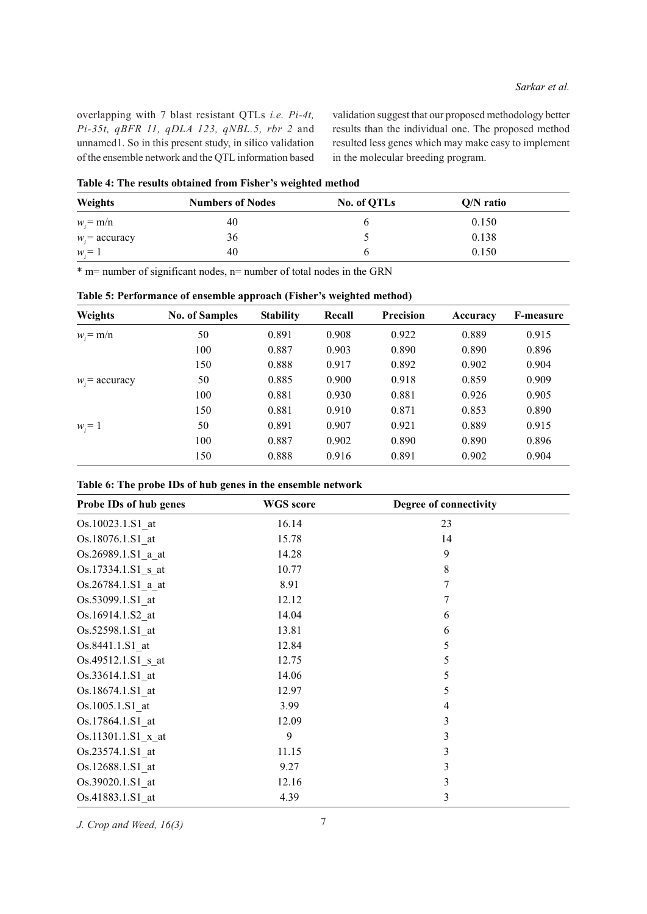overlapping with 7 blast resistant QTLs *i.e. Pi-4t, Pi-35t, qBFR 11, qDLA 123, qNBL.5, rbr 2* and unnamed1. So in this present study, in silico validation of the ensemble network and the QTL information based validation suggest that our proposed methodology better results than the individual one. The proposed method resulted less genes which may make easy to implement in the molecular breeding program.

**Table 4: The results obtained from Fisher's weighted method**

| Weights | Numbers of Nodes | No. of QTLs | Q/N ratio |
|---|---|---|---|
| $w_i$ = m/n | 40 | 6 | 0.150 |
| $w_i$ = accuracy | 36 | 5 | 0.138 |
| $w_i$ = 1 | 40 | 6 | 0.150 |

\* m= number of significant nodes, n= number of total nodes in the GRN

**Table 5: Performance of ensemble approach (Fisher's weighted method)**

| Weights | No. of Samples | Stability | Recall | Precision | Accuracy | F-measure |
|---|---|---|---|---|---|---|
| $w_i$ = m/n | 50 | 0.891 | 0.908 | 0.922 | 0.889 | 0.915 |
| | 100 | 0.887 | 0.903 | 0.890 | 0.890 | 0.896 |
| | 150 | 0.888 | 0.917 | 0.892 | 0.902 | 0.904 |
| $w_i$ = accuracy | 50 | 0.885 | 0.900 | 0.918 | 0.859 | 0.909 |
| | 100 | 0.881 | 0.930 | 0.881 | 0.926 | 0.905 |
| | 150 | 0.881 | 0.910 | 0.871 | 0.853 | 0.890 |
| $w_i$ = 1 | 50 | 0.891 | 0.907 | 0.921 | 0.889 | 0.915 |
| | 100 | 0.887 | 0.902 | 0.890 | 0.890 | 0.896 |
| | 150 | 0.888 | 0.916 | 0.891 | 0.902 | 0.904 |

**Table 6: The probe IDs of hub genes in the ensemble network**

| Probe IDs of hub genes | WGS score | Degree of connectivity |
|---|---|---|
| Os.10023.1.S1_at | 16.14 | 23 |
| Os.18076.1.S1_at | 15.78 | 14 |
| Os.26989.1.S1_a_at | 14.28 | 9 |
| Os.17334.1.S1_s_at | 10.77 | 8 |
| Os.26784.1.S1_a_at | 8.91 | 7 |
| Os.53099.1.S1_at | 12.12 | 7 |
| Os.16914.1.S2_at | 14.04 | 6 |
| Os.52598.1.S1_at | 13.81 | 6 |
| Os.8441.1.S1_at | 12.84 | 5 |
| Os.49512.1.S1_s_at | 12.75 | 5 |
| Os.33614.1.S1_at | 14.06 | 5 |
| Os.18674.1.S1_at | 12.97 | 5 |
| Os.1005.1.S1_at | 3.99 | 4 |
| Os.17864.1.S1_at | 12.09 | 3 |
| Os.11301.1.S1_x_at | 9 | 3 |
| Os.23574.1.S1_at | 11.15 | 3 |
| Os.12688.1.S1_at | 9.27 | 3 |
| Os.39020.1.S1_at | 12.16 | 3 |
| Os.41883.1.S1_at | 4.39 | 3 |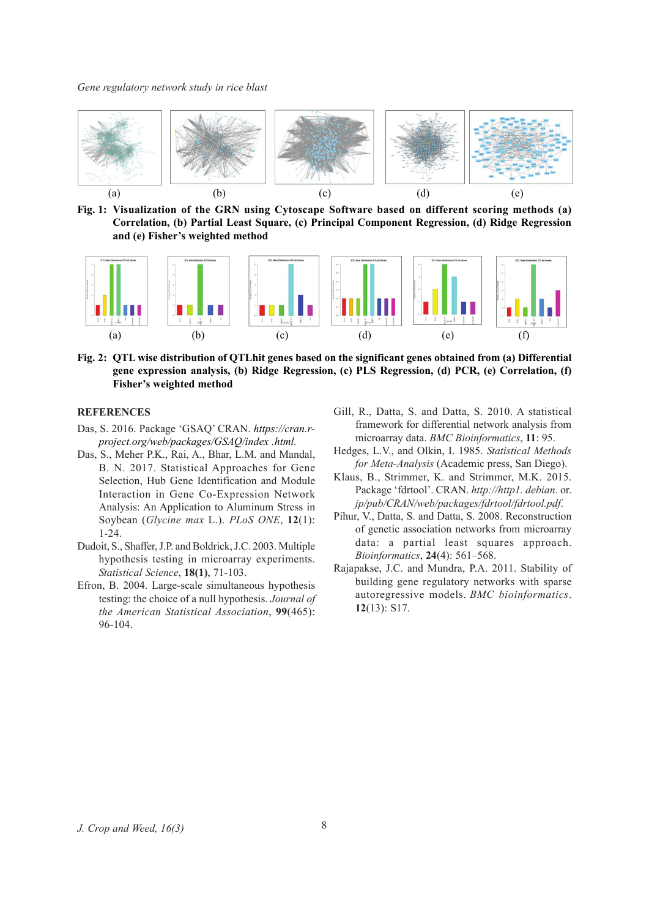(a) (b) (c) (d) (e)

**Fig. 1: Visualization of the GRN using Cytoscape Software based on different scoring methods (a) Correlation, (b) Partial Least Square, (c) Principal Component Regression, (d) Ridge Regression and (e) Fisher's weighted method**

(a) (b) (c) (d) (e) (f)

**Fig. 2: QTL wise distribution of QTLhit genes based on the significant genes obtained from (a) Differential gene expression analysis, (b) Ridge Regression, (c) PLS Regression, (d) PCR, (e) Correlation, (f) Fisher's weighted method**

## REFERENCES

Das, S. 2016. Package 'GSAQ' CRAN. *https://cran.r-project.org/web/packages/GSAQ/index .html.*

Das, S., Meher P.K., Rai, A., Bhar, L.M. and Mandal, B. N. 2017. Statistical Approaches for Gene Selection, Hub Gene Identification and Module Interaction in Gene Co-Expression Network Analysis: An Application to Aluminum Stress in Soybean (*Glycine max* L.). *PLoS ONE*, **12**(1): 1-24.

Dudoit, S., Shaffer, J.P. and Boldrick, J.C. 2003. Multiple hypothesis testing in microarray experiments. *Statistical Science*, **18(1)**, 71-103.

Efron, B. 2004. Large-scale simultaneous hypothesis testing: the choice of a null hypothesis. *Journal of the American Statistical Association*, **99**(465): 96-104.

Gill, R., Datta, S. and Datta, S. 2010. A statistical framework for differential network analysis from microarray data. *BMC Bioinformatics*, **11**: 95.

Hedges, L.V., and Olkin, I. 1985. *Statistical Methods for Meta-Analysis* (Academic press, San Diego).

Klaus, B., Strimmer, K. and Strimmer, M.K. 2015. Package 'fdrtool'. CRAN. *http://http1. debian*. or. *jp/pub/CRAN/web/packages/fdrtool/fdrtool.pdf*.

Pihur, V., Datta, S. and Datta, S. 2008. Reconstruction of genetic association networks from microarray data: a partial least squares approach. *Bioinformatics*, **24**(4): 561–568.

Rajapakse, J.C. and Mundra, P.A. 2011. Stability of building gene regulatory networks with sparse autoregressive models. *BMC bioinformatics*. **12**(13): S17.